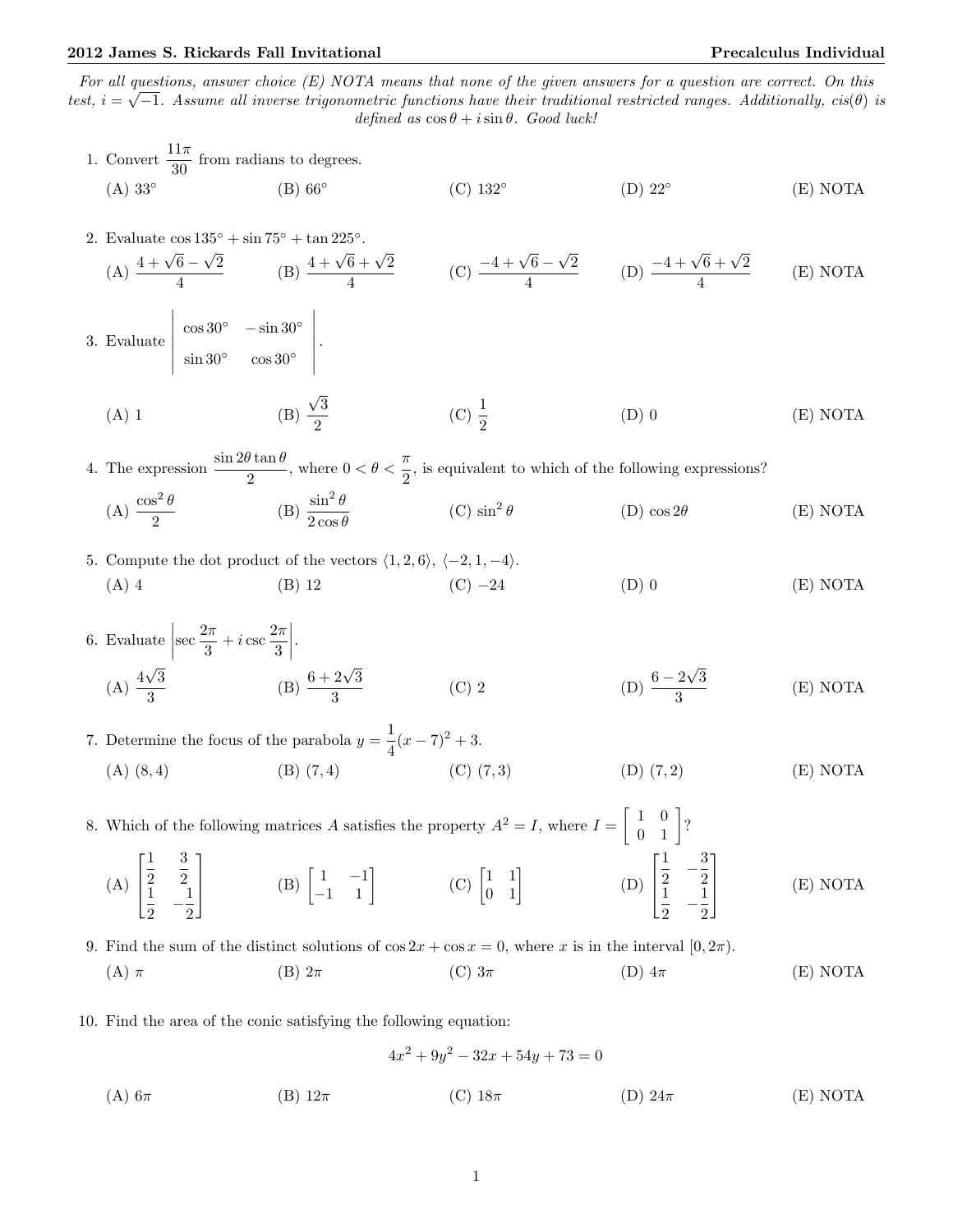**2012 James S. Rickards Fall Invitational** **Precalculus Individual**

*For all questions, answer choice (E) NOTA means that none of the given answers for a question are correct. On this test, $i = \sqrt{-1}$. Assume all inverse trigonometric functions have their traditional restricted ranges. Additionally, cis($\theta$) is defined as $\cos\theta + i\sin\theta$. Good luck!*

1. Convert $\dfrac{11\pi}{30}$ from radians to degrees.

   (A) $33°$ (B) $66°$ (C) $132°$ (D) $22°$ (E) NOTA

2. Evaluate $\cos 135° + \sin 75° + \tan 225°$.

   (A) $\dfrac{4+\sqrt{6}-\sqrt{2}}{4}$ (B) $\dfrac{4+\sqrt{6}+\sqrt{2}}{4}$ (C) $\dfrac{-4+\sqrt{6}-\sqrt{2}}{4}$ (D) $\dfrac{-4+\sqrt{6}+\sqrt{2}}{4}$ (E) NOTA

3. Evaluate $\begin{vmatrix} \cos 30° & -\sin 30° \\ \sin 30° & \cos 30° \end{vmatrix}$.

   (A) 1 (B) $\dfrac{\sqrt{3}}{2}$ (C) $\dfrac{1}{2}$ (D) 0 (E) NOTA

4. The expression $\dfrac{\sin 2\theta \tan\theta}{2}$, where $0 < \theta < \dfrac{\pi}{2}$, is equivalent to which of the following expressions?

   (A) $\dfrac{\cos^2\theta}{2}$ (B) $\dfrac{\sin^2\theta}{2\cos\theta}$ (C) $\sin^2\theta$ (D) $\cos 2\theta$ (E) NOTA

5. Compute the dot product of the vectors $\langle 1, 2, 6\rangle$, $\langle -2, 1, -4\rangle$.

   (A) 4 (B) 12 (C) $-24$ (D) 0 (E) NOTA

6. Evaluate $\left|\sec\dfrac{2\pi}{3} + i\csc\dfrac{2\pi}{3}\right|$.

   (A) $\dfrac{4\sqrt{3}}{3}$ (B) $\dfrac{6+2\sqrt{3}}{3}$ (C) 2 (D) $\dfrac{6-2\sqrt{3}}{3}$ (E) NOTA

7. Determine the focus of the parabola $y = \dfrac{1}{4}(x-7)^2 + 3$.

   (A) $(8, 4)$ (B) $(7, 4)$ (C) $(7, 3)$ (D) $(7, 2)$ (E) NOTA

8. Which of the following matrices $A$ satisfies the property $A^2 = I$, where $I = \begin{bmatrix} 1 & 0 \\ 0 & 1 \end{bmatrix}$?

   (A) $\begin{bmatrix} \frac{1}{2} & \frac{3}{2} \\ \frac{1}{2} & -\frac{1}{2} \end{bmatrix}$ (B) $\begin{bmatrix} 1 & -1 \\ -1 & 1 \end{bmatrix}$ (C) $\begin{bmatrix} 1 & 1 \\ 0 & 1 \end{bmatrix}$ (D) $\begin{bmatrix} \frac{1}{2} & -\frac{3}{2} \\ \frac{1}{2} & -\frac{1}{2} \end{bmatrix}$ (E) NOTA

9. Find the sum of the distinct solutions of $\cos 2x + \cos x = 0$, where $x$ is in the interval $[0, 2\pi)$.

   (A) $\pi$ (B) $2\pi$ (C) $3\pi$ (D) $4\pi$ (E) NOTA

10. Find the area of the conic satisfying the following equation:

$$4x^2 + 9y^2 - 32x + 54y + 73 = 0$$

   (A) $6\pi$ (B) $12\pi$ (C) $18\pi$ (D) $24\pi$ (E) NOTA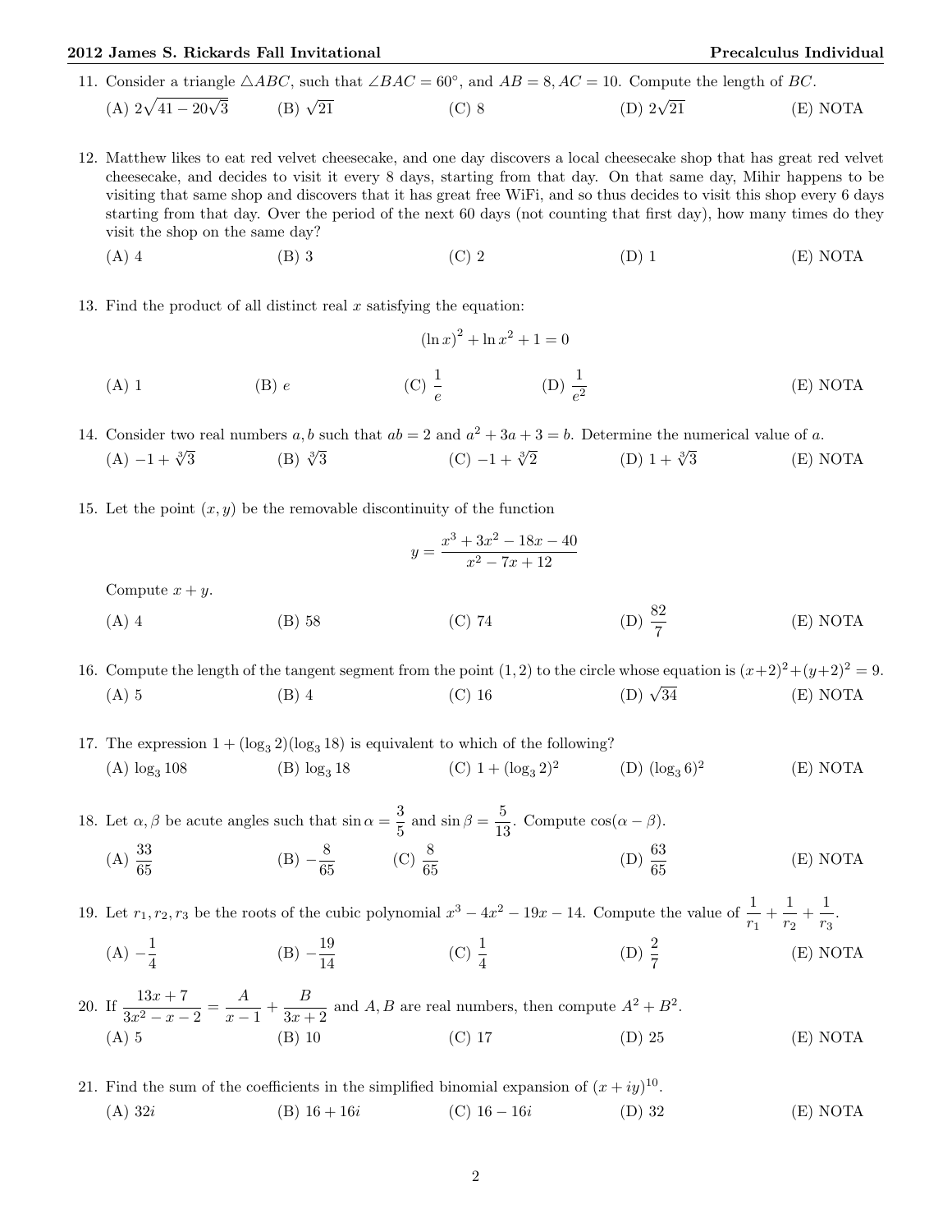11. Consider a triangle $\triangle ABC$, such that $\angle BAC = 60^\circ$, and $AB = 8, AC = 10$. Compute the length of $BC$.

(A) $2\sqrt{41 - 20\sqrt{3}}$ (B) $\sqrt{21}$ (C) 8 (D) $2\sqrt{21}$ (E) NOTA

12. Matthew likes to eat red velvet cheesecake, and one day discovers a local cheesecake shop that has great red velvet cheesecake, and decides to visit it every 8 days, starting from that day. On that same day, Mihir happens to be visiting that same shop and discovers that it has great free WiFi, and so thus decides to visit this shop every 6 days starting from that day. Over the period of the next 60 days (not counting that first day), how many times do they visit the shop on the same day?

(A) 4 (B) 3 (C) 2 (D) 1 (E) NOTA

13. Find the product of all distinct real $x$ satisfying the equation:

$$(\ln x)^2 + \ln x^2 + 1 = 0$$

(A) 1 (B) $e$ (C) $\frac{1}{e}$ (D) $\frac{1}{e^2}$ (E) NOTA

14. Consider two real numbers $a, b$ such that $ab = 2$ and $a^2 + 3a + 3 = b$. Determine the numerical value of $a$.

(A) $-1 + \sqrt[3]{3}$ (B) $\sqrt[3]{3}$ (C) $-1 + \sqrt[3]{2}$ (D) $1 + \sqrt[3]{3}$ (E) NOTA

15. Let the point $(x, y)$ be the removable discontinuity of the function

$$y = \frac{x^3 + 3x^2 - 18x - 40}{x^2 - 7x + 12}$$

Compute $x + y$.

(A) 4 (B) 58 (C) 74 (D) $\frac{82}{7}$ (E) NOTA

16. Compute the length of the tangent segment from the point $(1, 2)$ to the circle whose equation is $(x+2)^2+(y+2)^2 = 9$.

(A) 5 (B) 4 (C) 16 (D) $\sqrt{34}$ (E) NOTA

17. The expression $1 + (\log_3 2)(\log_3 18)$ is equivalent to which of the following?

(A) $\log_3 108$ (B) $\log_3 18$ (C) $1 + (\log_3 2)^2$ (D) $(\log_3 6)^2$ (E) NOTA

18. Let $\alpha, \beta$ be acute angles such that $\sin\alpha = \frac{3}{5}$ and $\sin\beta = \frac{5}{13}$. Compute $\cos(\alpha - \beta)$.

(A) $\frac{33}{65}$ (B) $-\frac{8}{65}$ (C) $\frac{8}{65}$ (D) $\frac{63}{65}$ (E) NOTA

19. Let $r_1, r_2, r_3$ be the roots of the cubic polynomial $x^3 - 4x^2 - 19x - 14$. Compute the value of $\frac{1}{r_1} + \frac{1}{r_2} + \frac{1}{r_3}$.

(A) $-\frac{1}{4}$ (B) $-\frac{19}{14}$ (C) $\frac{1}{4}$ (D) $\frac{2}{7}$ (E) NOTA

20. If $\frac{13x + 7}{3x^2 - x - 2} = \frac{A}{x - 1} + \frac{B}{3x + 2}$ and $A, B$ are real numbers, then compute $A^2 + B^2$.

(A) 5 (B) 10 (C) 17 (D) 25 (E) NOTA

21. Find the sum of the coefficients in the simplified binomial expansion of $(x + iy)^{10}$.

(A) $32i$ (B) $16 + 16i$ (C) $16 - 16i$ (D) 32 (E) NOTA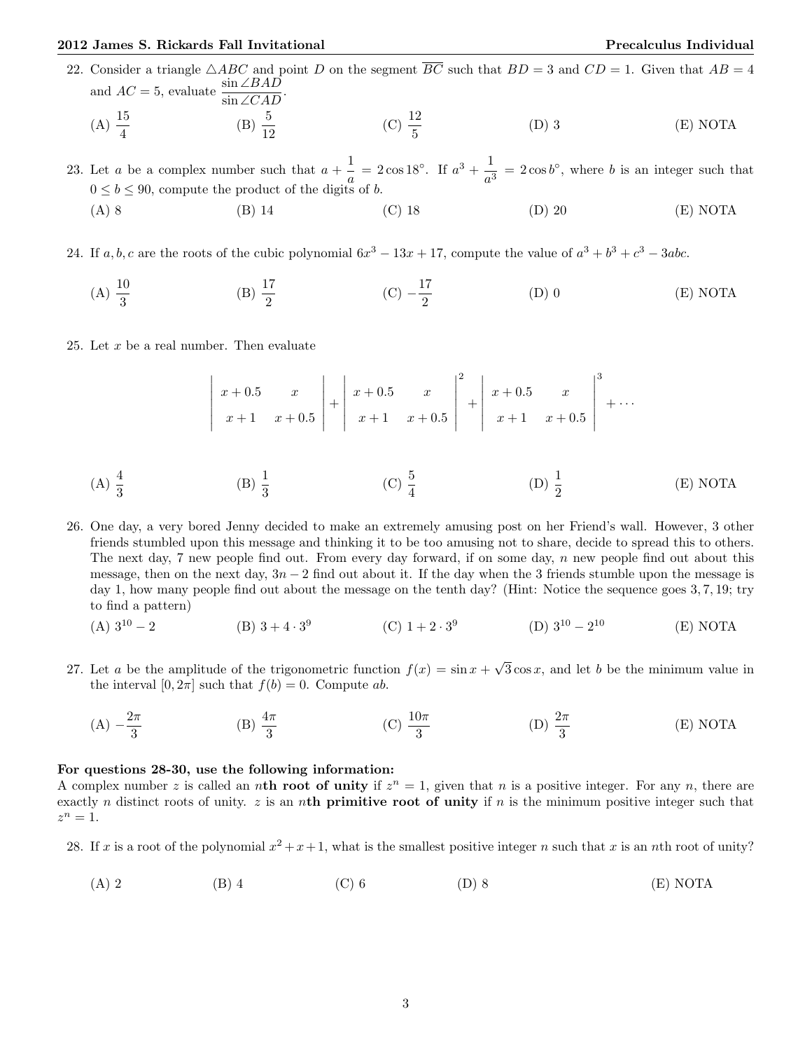22. Consider a triangle $\triangle ABC$ and point $D$ on the segment $\overline{BC}$ such that $BD = 3$ and $CD = 1$. Given that $AB = 4$ and $AC = 5$, evaluate $\dfrac{\sin \angle BAD}{\sin \angle CAD}$.

(A) $\dfrac{15}{4}$ (B) $\dfrac{5}{12}$ (C) $\dfrac{12}{5}$ (D) 3 (E) NOTA

23. Let $a$ be a complex number such that $a + \dfrac{1}{a} = 2\cos 18^\circ$. If $a^3 + \dfrac{1}{a^3} = 2\cos b^\circ$, where $b$ is an integer such that $0 \le b \le 90$, compute the product of the digits of $b$.

(A) 8 (B) 14 (C) 18 (D) 20 (E) NOTA

24. If $a, b, c$ are the roots of the cubic polynomial $6x^3 - 13x + 17$, compute the value of $a^3 + b^3 + c^3 - 3abc$.

(A) $\dfrac{10}{3}$ (B) $\dfrac{17}{2}$ (C) $-\dfrac{17}{2}$ (D) 0 (E) NOTA

25. Let $x$ be a real number. Then evaluate

$$\begin{vmatrix} x+0.5 & x \\ x+1 & x+0.5 \end{vmatrix} + \begin{vmatrix} x+0.5 & x \\ x+1 & x+0.5 \end{vmatrix}^2 + \begin{vmatrix} x+0.5 & x \\ x+1 & x+0.5 \end{vmatrix}^3 + \cdots$$

(A) $\dfrac{4}{3}$ (B) $\dfrac{1}{3}$ (C) $\dfrac{5}{4}$ (D) $\dfrac{1}{2}$ (E) NOTA

26. One day, a very bored Jenny decided to make an extremely amusing post on her Friend's wall. However, 3 other friends stumbled upon this message and thinking it to be too amusing not to share, decide to spread this to others. The next day, 7 new people find out. From every day forward, if on some day, $n$ new people find out about this message, then on the next day, $3n - 2$ find out about it. If the day when the 3 friends stumble upon the message is day 1, how many people find out about the message on the tenth day? (Hint: Notice the sequence goes 3, 7, 19; try to find a pattern)

(A) $3^{10} - 2$ (B) $3 + 4 \cdot 3^9$ (C) $1 + 2 \cdot 3^9$ (D) $3^{10} - 2^{10}$ (E) NOTA

27. Let $a$ be the amplitude of the trigonometric function $f(x) = \sin x + \sqrt{3}\cos x$, and let $b$ be the minimum value in the interval $[0, 2\pi]$ such that $f(b) = 0$. Compute $ab$.

(A) $-\dfrac{2\pi}{3}$ (B) $\dfrac{4\pi}{3}$ (C) $\dfrac{10\pi}{3}$ (D) $\dfrac{2\pi}{3}$ (E) NOTA

**For questions 28-30, use the following information:**

A complex number $z$ is called an $n$**th root of unity** if $z^n = 1$, given that $n$ is a positive integer. For any $n$, there are exactly $n$ distinct roots of unity. $z$ is an $n$**th primitive root of unity** if $n$ is the minimum positive integer such that $z^n = 1$.

28. If $x$ is a root of the polynomial $x^2 + x + 1$, what is the smallest positive integer $n$ such that $x$ is an $n$th root of unity?

(A) 2 (B) 4 (C) 6 (D) 8 (E) NOTA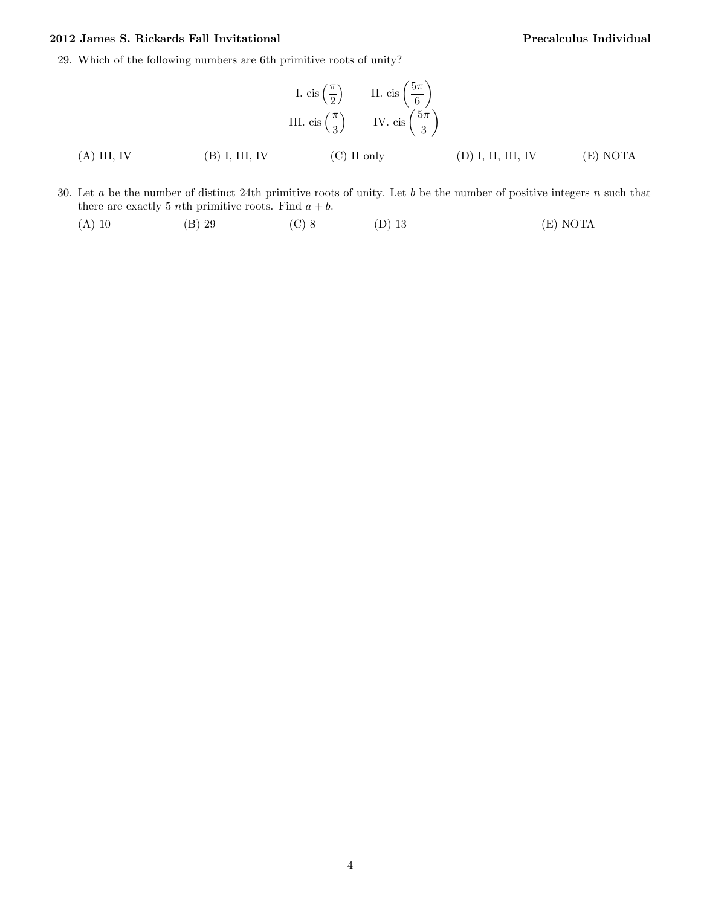29. Which of the following numbers are 6th primitive roots of unity?

$$\text{I. cis}\left(\frac{\pi}{2}\right) \qquad \text{II. cis}\left(\frac{5\pi}{6}\right)$$
$$\text{III. cis}\left(\frac{\pi}{3}\right) \qquad \text{IV. cis}\left(\frac{5\pi}{3}\right)$$

(A) III, IV (B) I, III, IV (C) II only (D) I, II, III, IV (E) NOTA

30. Let $a$ be the number of distinct 24th primitive roots of unity. Let $b$ be the number of positive integers $n$ such that there are exactly 5 $n$th primitive roots. Find $a + b$.

(A) 10 (B) 29 (C) 8 (D) 13 (E) NOTA